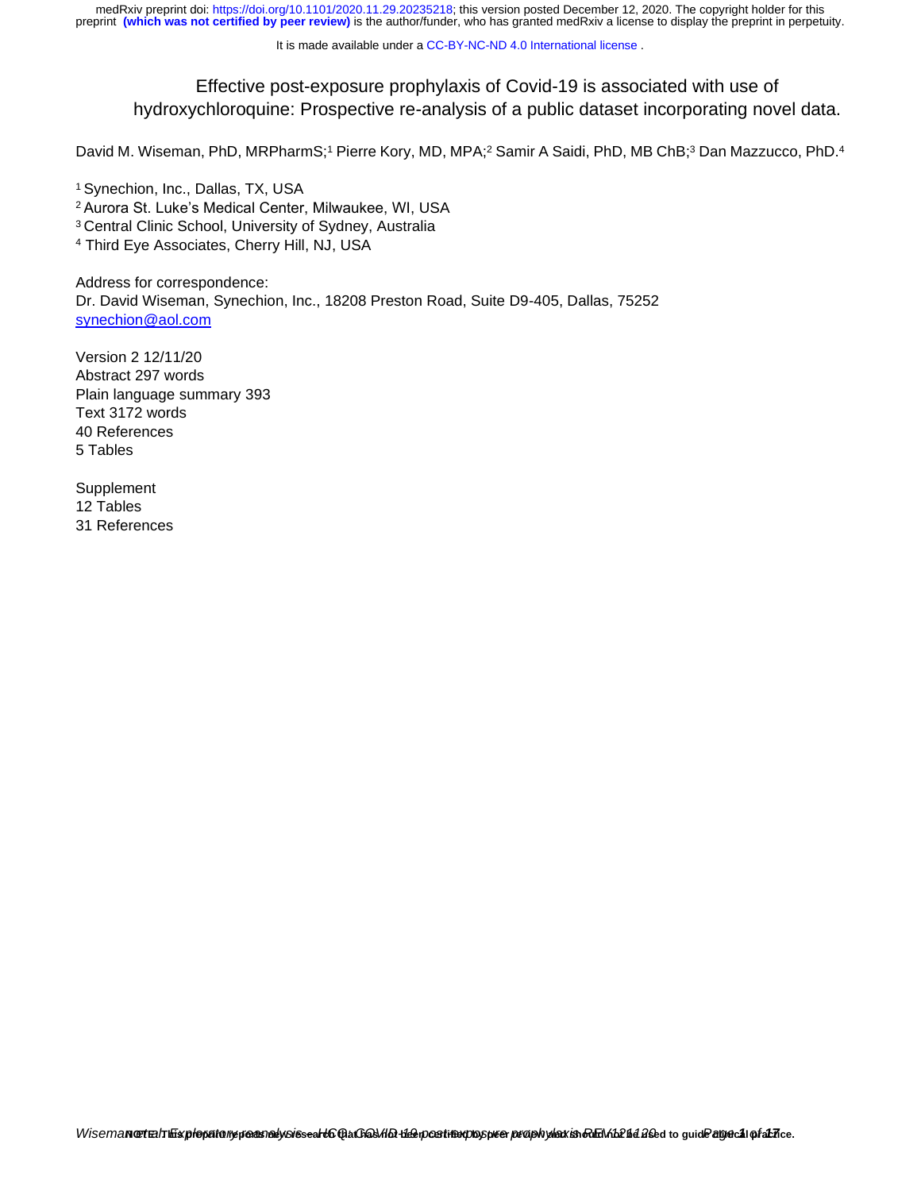# Effective post-exposure prophylaxis of Covid-19 is associated with use of hydroxychloroquine: Prospective re-analysis of a public dataset incorporating novel data.

David M. Wiseman, PhD, MRPharmS;[1] Pierre Kory, MD, MPA;[2] Samir A Saidi, PhD, MB ChB;[3] Dan Mazzucco, PhD.[4]

[1] Synechion, Inc., Dallas, TX, USA
[2] Aurora St. Luke's Medical Center, Milwaukee, WI, USA
[3] Central Clinic School, University of Sydney, Australia
[4] Third Eye Associates, Cherry Hill, NJ, USA

Address for correspondence:
Dr. David Wiseman, Synechion, Inc., 18208 Preston Road, Suite D9-405, Dallas, 75252
synechion@aol.com

Version 2 12/11/20
Abstract 297 words
Plain language summary 393
Text 3172 words
40 References
5 Tables

Supplement
12 Tables
31 References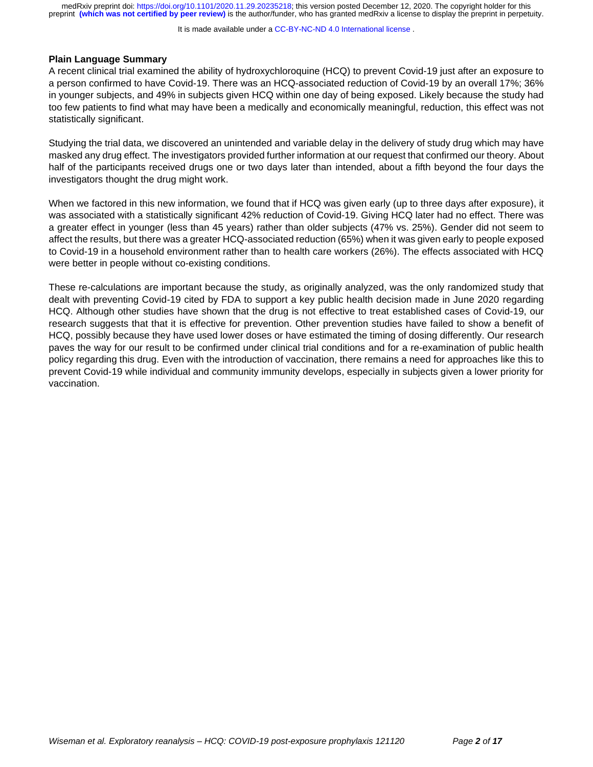**Plain Language Summary**

A recent clinical trial examined the ability of hydroxychloroquine (HCQ) to prevent Covid-19 just after an exposure to a person confirmed to have Covid-19. There was an HCQ-associated reduction of Covid-19 by an overall 17%; 36% in younger subjects, and 49% in subjects given HCQ within one day of being exposed. Likely because the study had too few patients to find what may have been a medically and economically meaningful, reduction, this effect was not statistically significant.

Studying the trial data, we discovered an unintended and variable delay in the delivery of study drug which may have masked any drug effect. The investigators provided further information at our request that confirmed our theory. About half of the participants received drugs one or two days later than intended, about a fifth beyond the four days the investigators thought the drug might work.

When we factored in this new information, we found that if HCQ was given early (up to three days after exposure), it was associated with a statistically significant 42% reduction of Covid-19. Giving HCQ later had no effect. There was a greater effect in younger (less than 45 years) rather than older subjects (47% vs. 25%). Gender did not seem to affect the results, but there was a greater HCQ-associated reduction (65%) when it was given early to people exposed to Covid-19 in a household environment rather than to health care workers (26%). The effects associated with HCQ were better in people without co-existing conditions.

These re-calculations are important because the study, as originally analyzed, was the only randomized study that dealt with preventing Covid-19 cited by FDA to support a key public health decision made in June 2020 regarding HCQ. Although other studies have shown that the drug is not effective to treat established cases of Covid-19, our research suggests that that it is effective for prevention. Other prevention studies have failed to show a benefit of HCQ, possibly because they have used lower doses or have estimated the timing of dosing differently. Our research paves the way for our result to be confirmed under clinical trial conditions and for a re-examination of public health policy regarding this drug. Even with the introduction of vaccination, there remains a need for approaches like this to prevent Covid-19 while individual and community immunity develops, especially in subjects given a lower priority for vaccination.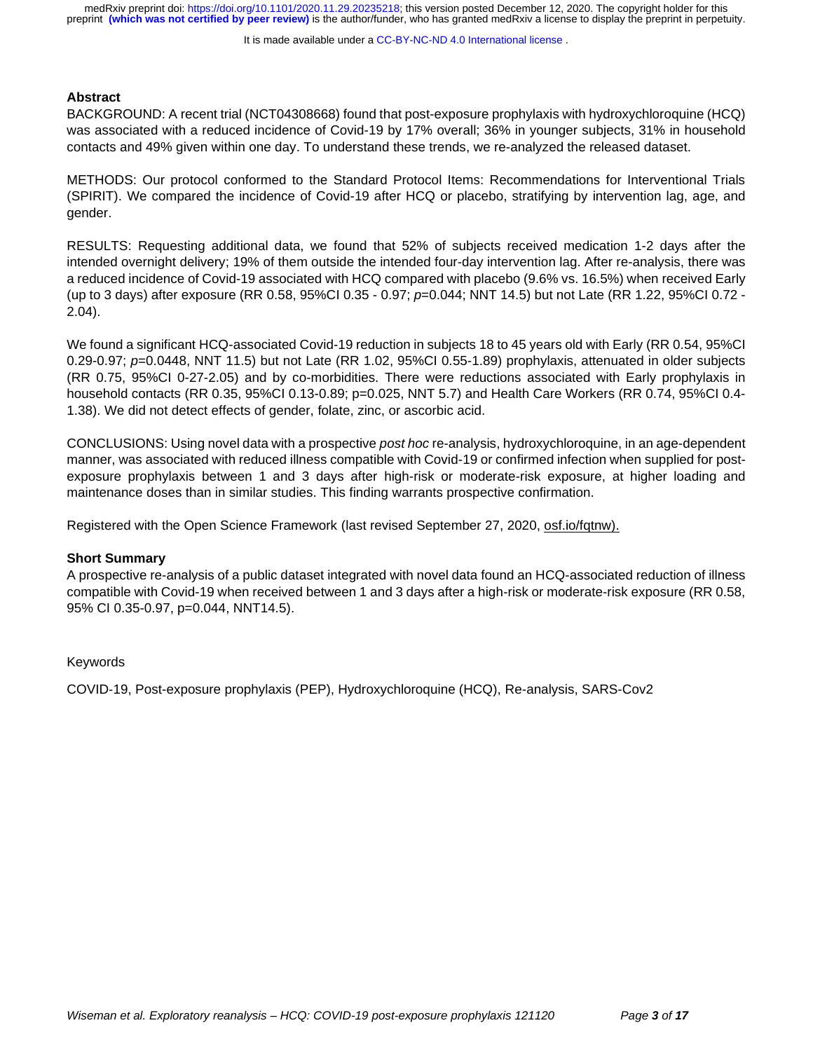## Abstract

BACKGROUND: A recent trial (NCT04308668) found that post-exposure prophylaxis with hydroxychloroquine (HCQ) was associated with a reduced incidence of Covid-19 by 17% overall; 36% in younger subjects, 31% in household contacts and 49% given within one day. To understand these trends, we re-analyzed the released dataset.

METHODS: Our protocol conformed to the Standard Protocol Items: Recommendations for Interventional Trials (SPIRIT). We compared the incidence of Covid-19 after HCQ or placebo, stratifying by intervention lag, age, and gender.

RESULTS: Requesting additional data, we found that 52% of subjects received medication 1-2 days after the intended overnight delivery; 19% of them outside the intended four-day intervention lag. After re-analysis, there was a reduced incidence of Covid-19 associated with HCQ compared with placebo (9.6% vs. 16.5%) when received Early (up to 3 days) after exposure (RR 0.58, 95%CI 0.35 - 0.97; *p*=0.044; NNT 14.5) but not Late (RR 1.22, 95%CI 0.72 - 2.04).

We found a significant HCQ-associated Covid-19 reduction in subjects 18 to 45 years old with Early (RR 0.54, 95%CI 0.29-0.97; *p*=0.0448, NNT 11.5) but not Late (RR 1.02, 95%CI 0.55-1.89) prophylaxis, attenuated in older subjects (RR 0.75, 95%CI 0-27-2.05) and by co-morbidities. There were reductions associated with Early prophylaxis in household contacts (RR 0.35, 95%CI 0.13-0.89; p=0.025, NNT 5.7) and Health Care Workers (RR 0.74, 95%CI 0.4-1.38). We did not detect effects of gender, folate, zinc, or ascorbic acid.

CONCLUSIONS: Using novel data with a prospective *post hoc* re-analysis, hydroxychloroquine, in an age-dependent manner, was associated with reduced illness compatible with Covid-19 or confirmed infection when supplied for post-exposure prophylaxis between 1 and 3 days after high-risk or moderate-risk exposure, at higher loading and maintenance doses than in similar studies. This finding warrants prospective confirmation.

Registered with the Open Science Framework (last revised September 27, 2020, osf.io/fqtnw).

## Short Summary

A prospective re-analysis of a public dataset integrated with novel data found an HCQ-associated reduction of illness compatible with Covid-19 when received between 1 and 3 days after a high-risk or moderate-risk exposure (RR 0.58, 95% CI 0.35-0.97, p=0.044, NNT14.5).

Keywords

COVID-19, Post-exposure prophylaxis (PEP), Hydroxychloroquine (HCQ), Re-analysis, SARS-Cov2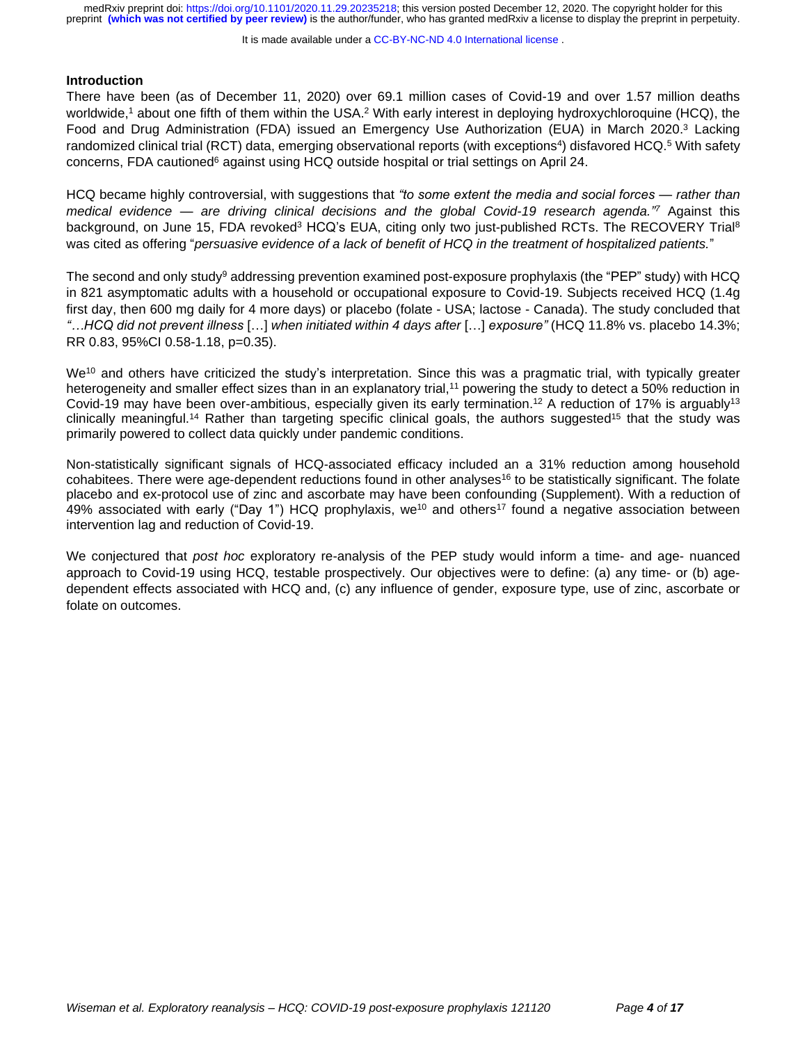## Introduction

There have been (as of December 11, 2020) over 69.1 million cases of Covid-19 and over 1.57 million deaths worldwide,[1] about one fifth of them within the USA.[2] With early interest in deploying hydroxychloroquine (HCQ), the Food and Drug Administration (FDA) issued an Emergency Use Authorization (EUA) in March 2020.[3] Lacking randomized clinical trial (RCT) data, emerging observational reports (with exceptions[4]) disfavored HCQ.[5] With safety concerns, FDA cautioned[6] against using HCQ outside hospital or trial settings on April 24.

HCQ became highly controversial, with suggestions that *"to some extent the media and social forces — rather than medical evidence — are driving clinical decisions and the global Covid-19 research agenda."*[7] Against this background, on June 15, FDA revoked[3] HCQ's EUA, citing only two just-published RCTs. The RECOVERY Trial[8] was cited as offering "*persuasive evidence of a lack of benefit of HCQ in the treatment of hospitalized patients.*"

The second and only study[9] addressing prevention examined post-exposure prophylaxis (the "PEP" study) with HCQ in 821 asymptomatic adults with a household or occupational exposure to Covid-19. Subjects received HCQ (1.4g first day, then 600 mg daily for 4 more days) or placebo (folate - USA; lactose - Canada). The study concluded that *"…HCQ did not prevent illness* […] *when initiated within 4 days after* […] *exposure"* (HCQ 11.8% vs. placebo 14.3%; RR 0.83, 95%CI 0.58-1.18, p=0.35).

We[10] and others have criticized the study's interpretation. Since this was a pragmatic trial, with typically greater heterogeneity and smaller effect sizes than in an explanatory trial,[11] powering the study to detect a 50% reduction in Covid-19 may have been over-ambitious, especially given its early termination.[12] A reduction of 17% is arguably[13] clinically meaningful.[14] Rather than targeting specific clinical goals, the authors suggested[15] that the study was primarily powered to collect data quickly under pandemic conditions.

Non-statistically significant signals of HCQ-associated efficacy included an a 31% reduction among household cohabitees. There were age-dependent reductions found in other analyses[16] to be statistically significant. The folate placebo and ex-protocol use of zinc and ascorbate may have been confounding (Supplement). With a reduction of 49% associated with early ("Day 1") HCQ prophylaxis, we[10] and others[17] found a negative association between intervention lag and reduction of Covid-19.

We conjectured that *post hoc* exploratory re-analysis of the PEP study would inform a time- and age- nuanced approach to Covid-19 using HCQ, testable prospectively. Our objectives were to define: (a) any time- or (b) age-dependent effects associated with HCQ and, (c) any influence of gender, exposure type, use of zinc, ascorbate or folate on outcomes.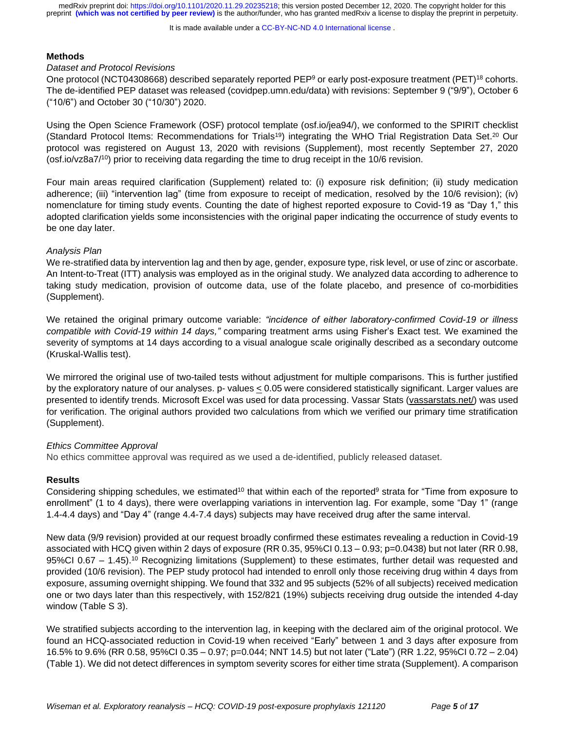## Methods

*Dataset and Protocol Revisions*

One protocol (NCT04308668) described separately reported PEP[9] or early post-exposure treatment (PET)[18] cohorts. The de-identified PEP dataset was released (covidpep.umn.edu/data) with revisions: September 9 ("9/9"), October 6 ("10/6") and October 30 ("10/30") 2020.

Using the Open Science Framework (OSF) protocol template (osf.io/jea94/), we conformed to the SPIRIT checklist (Standard Protocol Items: Recommendations for Trials[19]) integrating the WHO Trial Registration Data Set.[20] Our protocol was registered on August 13, 2020 with revisions (Supplement), most recently September 27, 2020 (osf.io/vz8a7/[10]) prior to receiving data regarding the time to drug receipt in the 10/6 revision.

Four main areas required clarification (Supplement) related to: (i) exposure risk definition; (ii) study medication adherence; (iii) "intervention lag" (time from exposure to receipt of medication, resolved by the 10/6 revision); (iv) nomenclature for timing study events. Counting the date of highest reported exposure to Covid-19 as "Day 1," this adopted clarification yields some inconsistencies with the original paper indicating the occurrence of study events to be one day later.

*Analysis Plan*

We re-stratified data by intervention lag and then by age, gender, exposure type, risk level, or use of zinc or ascorbate. An Intent-to-Treat (ITT) analysis was employed as in the original study. We analyzed data according to adherence to taking study medication, provision of outcome data, use of the folate placebo, and presence of co-morbidities (Supplement).

We retained the original primary outcome variable: *"incidence of either laboratory-confirmed Covid-19 or illness compatible with Covid-19 within 14 days,"* comparing treatment arms using Fisher's Exact test. We examined the severity of symptoms at 14 days according to a visual analogue scale originally described as a secondary outcome (Kruskal-Wallis test).

We mirrored the original use of two-tailed tests without adjustment for multiple comparisons. This is further justified by the exploratory nature of our analyses. p- values $\leq$ 0.05 were considered statistically significant. Larger values are presented to identify trends. Microsoft Excel was used for data processing. Vassar Stats (vassarstats.net/) was used for verification. The original authors provided two calculations from which we verified our primary time stratification (Supplement).

*Ethics Committee Approval*

No ethics committee approval was required as we used a de-identified, publicly released dataset.

## Results

Considering shipping schedules, we estimated[10] that within each of the reported[9] strata for "Time from exposure to enrollment" (1 to 4 days), there were overlapping variations in intervention lag. For example, some "Day 1" (range 1.4-4.4 days) and "Day 4" (range 4.4-7.4 days) subjects may have received drug after the same interval.

New data (9/9 revision) provided at our request broadly confirmed these estimates revealing a reduction in Covid-19 associated with HCQ given within 2 days of exposure (RR 0.35, 95%CI 0.13 – 0.93; p=0.0438) but not later (RR 0.98, 95%CI 0.67 – 1.45).[10] Recognizing limitations (Supplement) to these estimates, further detail was requested and provided (10/6 revision). The PEP study protocol had intended to enroll only those receiving drug within 4 days from exposure, assuming overnight shipping. We found that 332 and 95 subjects (52% of all subjects) received medication one or two days later than this respectively, with 152/821 (19%) subjects receiving drug outside the intended 4-day window (Table S 3).

We stratified subjects according to the intervention lag, in keeping with the declared aim of the original protocol. We found an HCQ-associated reduction in Covid-19 when received "Early" between 1 and 3 days after exposure from 16.5% to 9.6% (RR 0.58, 95%CI 0.35 – 0.97; p=0.044; NNT 14.5) but not later ("Late") (RR 1.22, 95%CI 0.72 – 2.04) (Table 1). We did not detect differences in symptom severity scores for either time strata (Supplement). A comparison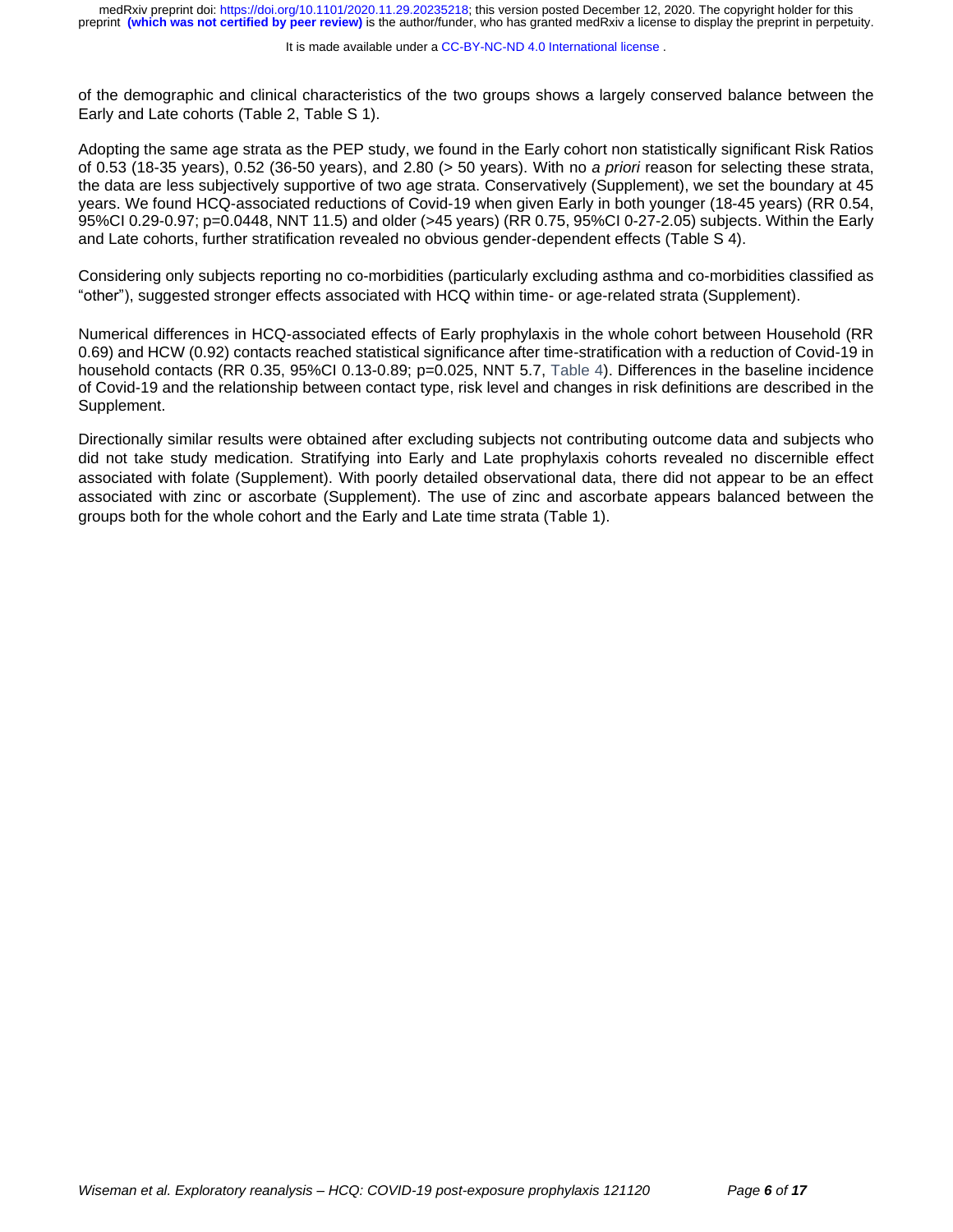of the demographic and clinical characteristics of the two groups shows a largely conserved balance between the Early and Late cohorts (Table 2, Table S 1).

Adopting the same age strata as the PEP study, we found in the Early cohort non statistically significant Risk Ratios of 0.53 (18-35 years), 0.52 (36-50 years), and 2.80 (> 50 years). With no *a priori* reason for selecting these strata, the data are less subjectively supportive of two age strata. Conservatively (Supplement), we set the boundary at 45 years. We found HCQ-associated reductions of Covid-19 when given Early in both younger (18-45 years) (RR 0.54, 95%CI 0.29-0.97; p=0.0448, NNT 11.5) and older (>45 years) (RR 0.75, 95%CI 0-27-2.05) subjects. Within the Early and Late cohorts, further stratification revealed no obvious gender-dependent effects (Table S 4).

Considering only subjects reporting no co-morbidities (particularly excluding asthma and co-morbidities classified as "other"), suggested stronger effects associated with HCQ within time- or age-related strata (Supplement).

Numerical differences in HCQ-associated effects of Early prophylaxis in the whole cohort between Household (RR 0.69) and HCW (0.92) contacts reached statistical significance after time-stratification with a reduction of Covid-19 in household contacts (RR 0.35, 95%CI 0.13-0.89; p=0.025, NNT 5.7, Table 4). Differences in the baseline incidence of Covid-19 and the relationship between contact type, risk level and changes in risk definitions are described in the Supplement.

Directionally similar results were obtained after excluding subjects not contributing outcome data and subjects who did not take study medication. Stratifying into Early and Late prophylaxis cohorts revealed no discernible effect associated with folate (Supplement). With poorly detailed observational data, there did not appear to be an effect associated with zinc or ascorbate (Supplement). The use of zinc and ascorbate appears balanced between the groups both for the whole cohort and the Early and Late time strata (Table 1).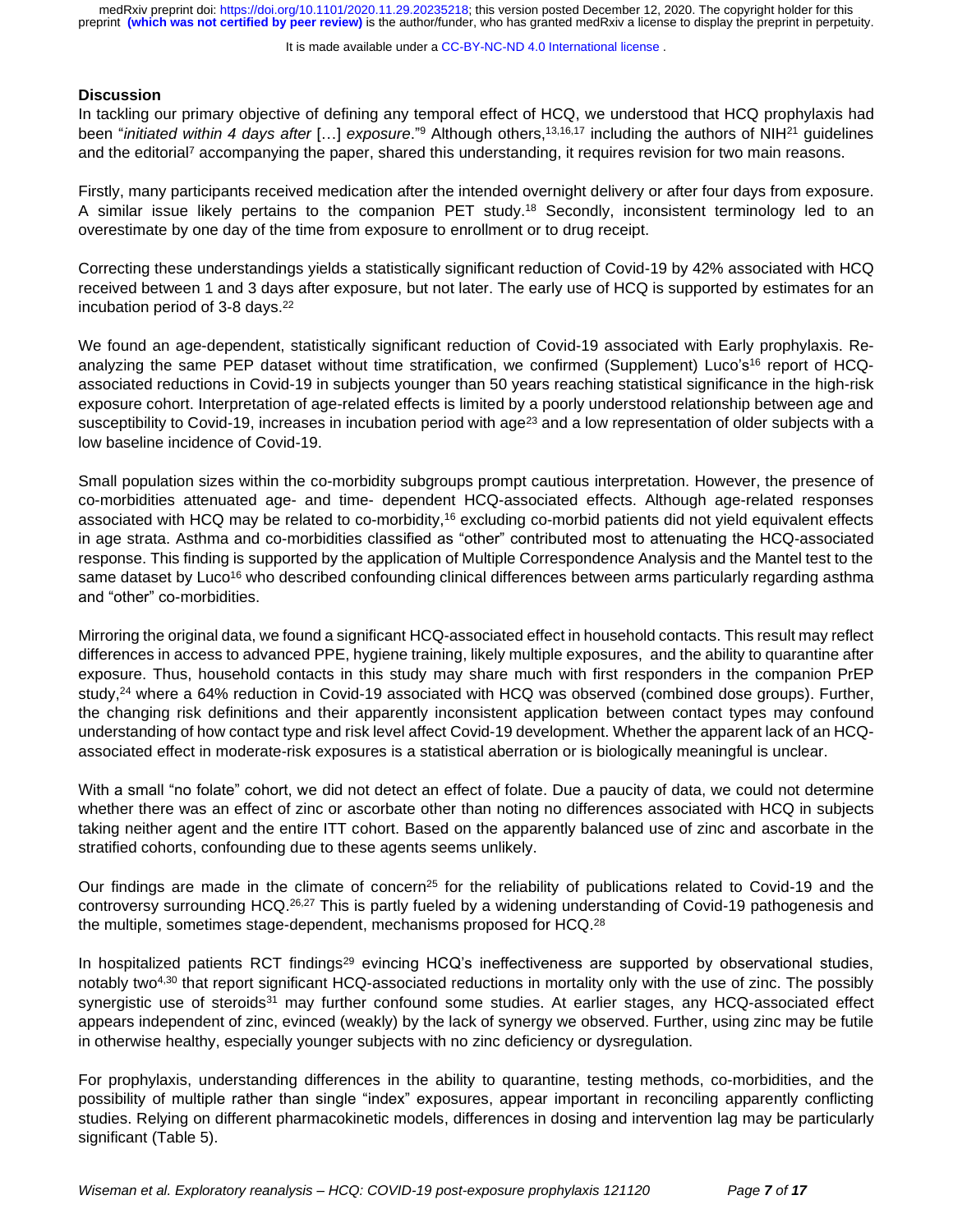## Discussion

In tackling our primary objective of defining any temporal effect of HCQ, we understood that HCQ prophylaxis had been "*initiated within 4 days after* […] *exposure*."[9] Although others,[13,16,17] including the authors of NIH[21] guidelines and the editorial[7] accompanying the paper, shared this understanding, it requires revision for two main reasons.

Firstly, many participants received medication after the intended overnight delivery or after four days from exposure. A similar issue likely pertains to the companion PET study.[18] Secondly, inconsistent terminology led to an overestimate by one day of the time from exposure to enrollment or to drug receipt.

Correcting these understandings yields a statistically significant reduction of Covid-19 by 42% associated with HCQ received between 1 and 3 days after exposure, but not later. The early use of HCQ is supported by estimates for an incubation period of 3-8 days.[22]

We found an age-dependent, statistically significant reduction of Covid-19 associated with Early prophylaxis. Re-analyzing the same PEP dataset without time stratification, we confirmed (Supplement) Luco's[16] report of HCQ-associated reductions in Covid-19 in subjects younger than 50 years reaching statistical significance in the high-risk exposure cohort. Interpretation of age-related effects is limited by a poorly understood relationship between age and susceptibility to Covid-19, increases in incubation period with age[23] and a low representation of older subjects with a low baseline incidence of Covid-19.

Small population sizes within the co-morbidity subgroups prompt cautious interpretation. However, the presence of co-morbidities attenuated age- and time- dependent HCQ-associated effects. Although age-related responses associated with HCQ may be related to co-morbidity,[16] excluding co-morbid patients did not yield equivalent effects in age strata. Asthma and co-morbidities classified as "other" contributed most to attenuating the HCQ-associated response. This finding is supported by the application of Multiple Correspondence Analysis and the Mantel test to the same dataset by Luco[16] who described confounding clinical differences between arms particularly regarding asthma and "other" co-morbidities.

Mirroring the original data, we found a significant HCQ-associated effect in household contacts. This result may reflect differences in access to advanced PPE, hygiene training, likely multiple exposures, and the ability to quarantine after exposure. Thus, household contacts in this study may share much with first responders in the companion PrEP study,[24] where a 64% reduction in Covid-19 associated with HCQ was observed (combined dose groups). Further, the changing risk definitions and their apparently inconsistent application between contact types may confound understanding of how contact type and risk level affect Covid-19 development. Whether the apparent lack of an HCQ-associated effect in moderate-risk exposures is a statistical aberration or is biologically meaningful is unclear.

With a small "no folate" cohort, we did not detect an effect of folate. Due a paucity of data, we could not determine whether there was an effect of zinc or ascorbate other than noting no differences associated with HCQ in subjects taking neither agent and the entire ITT cohort. Based on the apparently balanced use of zinc and ascorbate in the stratified cohorts, confounding due to these agents seems unlikely.

Our findings are made in the climate of concern[25] for the reliability of publications related to Covid-19 and the controversy surrounding HCQ.[26,27] This is partly fueled by a widening understanding of Covid-19 pathogenesis and the multiple, sometimes stage-dependent, mechanisms proposed for HCQ.[28]

In hospitalized patients RCT findings[29] evincing HCQ's ineffectiveness are supported by observational studies, notably two[4,30] that report significant HCQ-associated reductions in mortality only with the use of zinc. The possibly synergistic use of steroids[31] may further confound some studies. At earlier stages, any HCQ-associated effect appears independent of zinc, evinced (weakly) by the lack of synergy we observed. Further, using zinc may be futile in otherwise healthy, especially younger subjects with no zinc deficiency or dysregulation.

For prophylaxis, understanding differences in the ability to quarantine, testing methods, co-morbidities, and the possibility of multiple rather than single "index" exposures, appear important in reconciling apparently conflicting studies. Relying on different pharmacokinetic models, differences in dosing and intervention lag may be particularly significant (Table 5).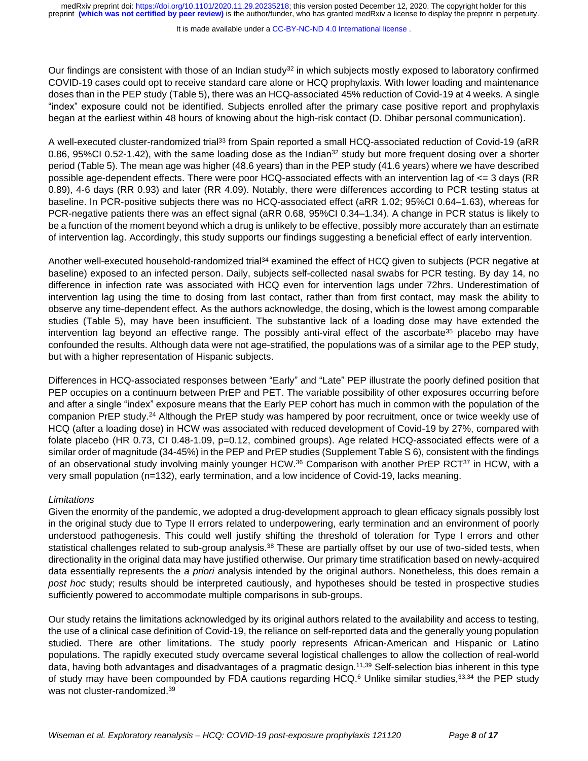Our findings are consistent with those of an Indian study[32] in which subjects mostly exposed to laboratory confirmed COVID-19 cases could opt to receive standard care alone or HCQ prophylaxis. With lower loading and maintenance doses than in the PEP study (Table 5), there was an HCQ-associated 45% reduction of Covid-19 at 4 weeks. A single "index" exposure could not be identified. Subjects enrolled after the primary case positive report and prophylaxis began at the earliest within 48 hours of knowing about the high-risk contact (D. Dhibar personal communication).

A well-executed cluster-randomized trial[33] from Spain reported a small HCQ-associated reduction of Covid-19 (aRR 0.86, 95%CI 0.52-1.42), with the same loading dose as the Indian[32] study but more frequent dosing over a shorter period (Table 5). The mean age was higher (48.6 years) than in the PEP study (41.6 years) where we have described possible age-dependent effects. There were poor HCQ-associated effects with an intervention lag of <= 3 days (RR 0.89), 4-6 days (RR 0.93) and later (RR 4.09). Notably, there were differences according to PCR testing status at baseline. In PCR-positive subjects there was no HCQ-associated effect (aRR 1.02; 95%CI 0.64–1.63), whereas for PCR-negative patients there was an effect signal (aRR 0.68, 95%CI 0.34–1.34). A change in PCR status is likely to be a function of the moment beyond which a drug is unlikely to be effective, possibly more accurately than an estimate of intervention lag. Accordingly, this study supports our findings suggesting a beneficial effect of early intervention.

Another well-executed household-randomized trial[34] examined the effect of HCQ given to subjects (PCR negative at baseline) exposed to an infected person. Daily, subjects self-collected nasal swabs for PCR testing. By day 14, no difference in infection rate was associated with HCQ even for intervention lags under 72hrs. Underestimation of intervention lag using the time to dosing from last contact, rather than from first contact, may mask the ability to observe any time-dependent effect. As the authors acknowledge, the dosing, which is the lowest among comparable studies (Table 5), may have been insufficient. The substantive lack of a loading dose may have extended the intervention lag beyond an effective range. The possibly anti-viral effect of the ascorbate[35] placebo may have confounded the results. Although data were not age-stratified, the populations was of a similar age to the PEP study, but with a higher representation of Hispanic subjects.

Differences in HCQ-associated responses between "Early" and "Late" PEP illustrate the poorly defined position that PEP occupies on a continuum between PrEP and PET. The variable possibility of other exposures occurring before and after a single "index" exposure means that the Early PEP cohort has much in common with the population of the companion PrEP study.[24] Although the PrEP study was hampered by poor recruitment, once or twice weekly use of HCQ (after a loading dose) in HCW was associated with reduced development of Covid-19 by 27%, compared with folate placebo (HR 0.73, CI 0.48-1.09, p=0.12, combined groups). Age related HCQ-associated effects were of a similar order of magnitude (34-45%) in the PEP and PrEP studies (Supplement Table S 6), consistent with the findings of an observational study involving mainly younger HCW.[36] Comparison with another PrEP RCT[37] in HCW, with a very small population (n=132), early termination, and a low incidence of Covid-19, lacks meaning.

*Limitations*

Given the enormity of the pandemic, we adopted a drug-development approach to glean efficacy signals possibly lost in the original study due to Type II errors related to underpowering, early termination and an environment of poorly understood pathogenesis. This could well justify shifting the threshold of toleration for Type I errors and other statistical challenges related to sub-group analysis.[38] These are partially offset by our use of two-sided tests, when directionality in the original data may have justified otherwise. Our primary time stratification based on newly-acquired data essentially represents the *a priori* analysis intended by the original authors. Nonetheless, this does remain a *post hoc* study; results should be interpreted cautiously, and hypotheses should be tested in prospective studies sufficiently powered to accommodate multiple comparisons in sub-groups.

Our study retains the limitations acknowledged by its original authors related to the availability and access to testing, the use of a clinical case definition of Covid-19, the reliance on self-reported data and the generally young population studied. There are other limitations. The study poorly represents African-American and Hispanic or Latino populations. The rapidly executed study overcame several logistical challenges to allow the collection of real-world data, having both advantages and disadvantages of a pragmatic design.[11,39] Self-selection bias inherent in this type of study may have been compounded by FDA cautions regarding HCQ.[6] Unlike similar studies,[33,34] the PEP study was not cluster-randomized.[39]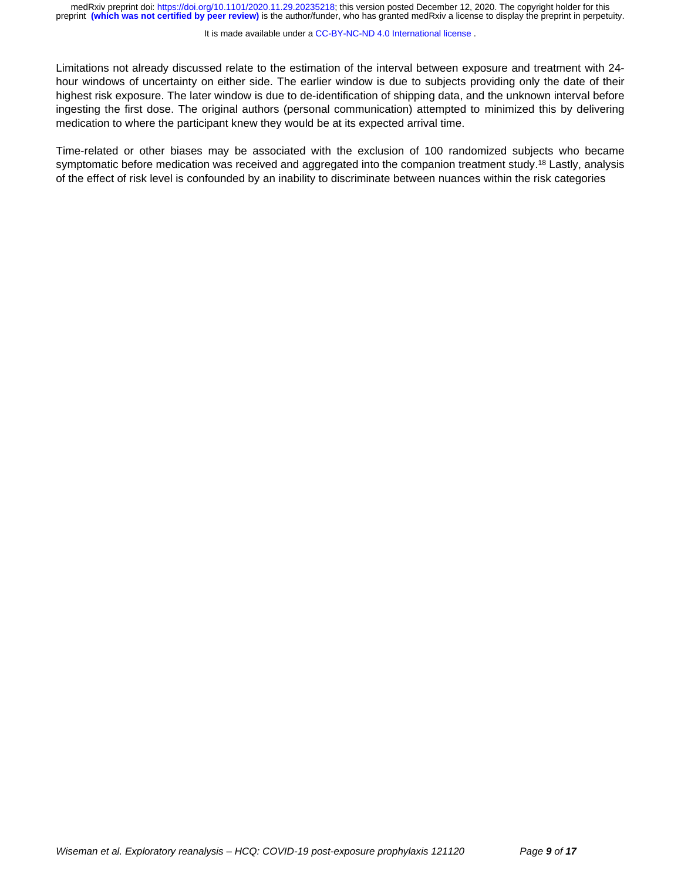Limitations not already discussed relate to the estimation of the interval between exposure and treatment with 24-hour windows of uncertainty on either side. The earlier window is due to subjects providing only the date of their highest risk exposure. The later window is due to de-identification of shipping data, and the unknown interval before ingesting the first dose. The original authors (personal communication) attempted to minimized this by delivering medication to where the participant knew they would be at its expected arrival time.

Time-related or other biases may be associated with the exclusion of 100 randomized subjects who became symptomatic before medication was received and aggregated into the companion treatment study.[18] Lastly, analysis of the effect of risk level is confounded by an inability to discriminate between nuances within the risk categories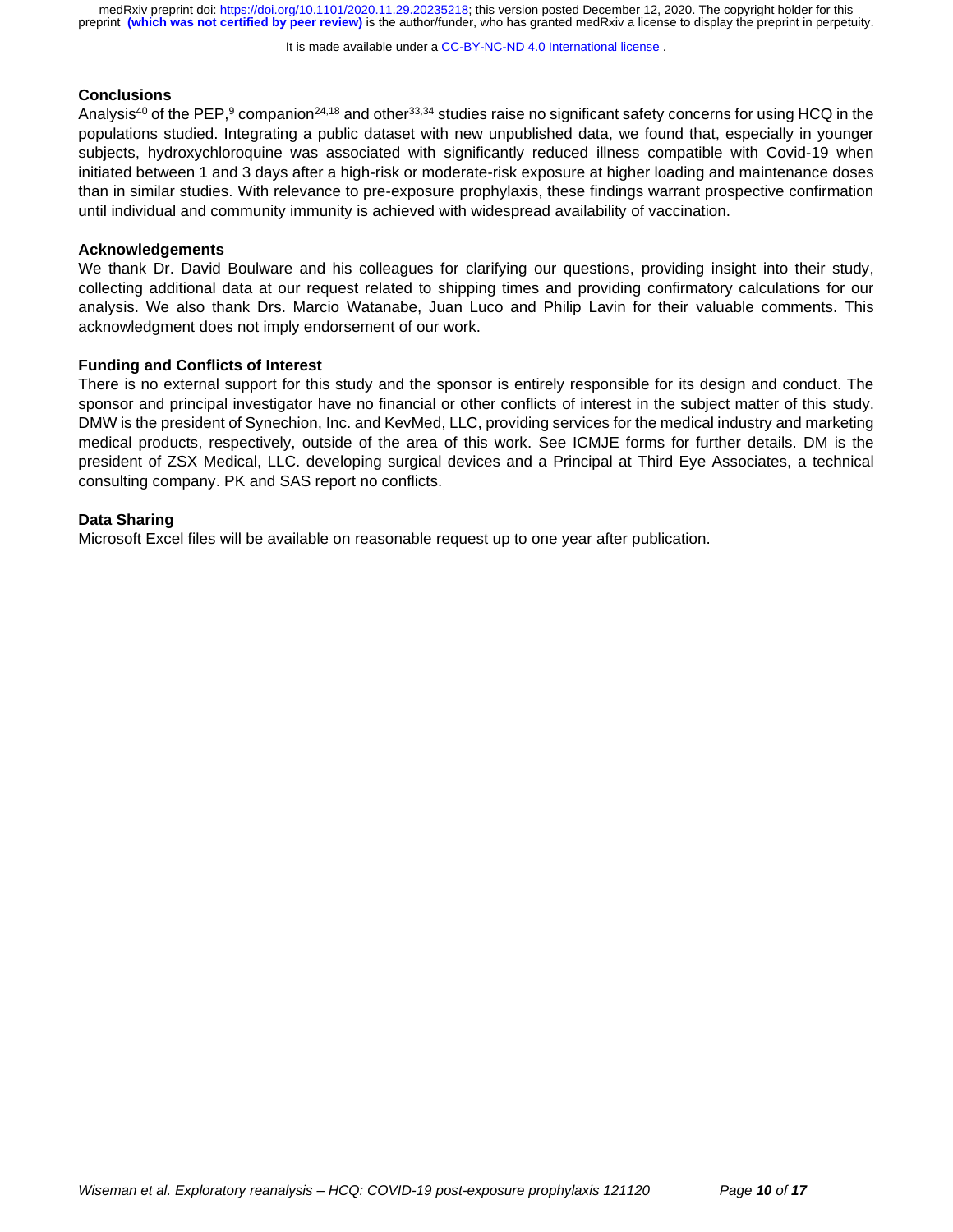## Conclusions

Analysis[40] of the PEP,[9] companion[24,18] and other[33,34] studies raise no significant safety concerns for using HCQ in the populations studied. Integrating a public dataset with new unpublished data, we found that, especially in younger subjects, hydroxychloroquine was associated with significantly reduced illness compatible with Covid-19 when initiated between 1 and 3 days after a high-risk or moderate-risk exposure at higher loading and maintenance doses than in similar studies. With relevance to pre-exposure prophylaxis, these findings warrant prospective confirmation until individual and community immunity is achieved with widespread availability of vaccination.

## Acknowledgements

We thank Dr. David Boulware and his colleagues for clarifying our questions, providing insight into their study, collecting additional data at our request related to shipping times and providing confirmatory calculations for our analysis. We also thank Drs. Marcio Watanabe, Juan Luco and Philip Lavin for their valuable comments. This acknowledgment does not imply endorsement of our work.

## Funding and Conflicts of Interest

There is no external support for this study and the sponsor is entirely responsible for its design and conduct. The sponsor and principal investigator have no financial or other conflicts of interest in the subject matter of this study. DMW is the president of Synechion, Inc. and KevMed, LLC, providing services for the medical industry and marketing medical products, respectively, outside of the area of this work. See ICMJE forms for further details. DM is the president of ZSX Medical, LLC. developing surgical devices and a Principal at Third Eye Associates, a technical consulting company. PK and SAS report no conflicts.

## Data Sharing

Microsoft Excel files will be available on reasonable request up to one year after publication.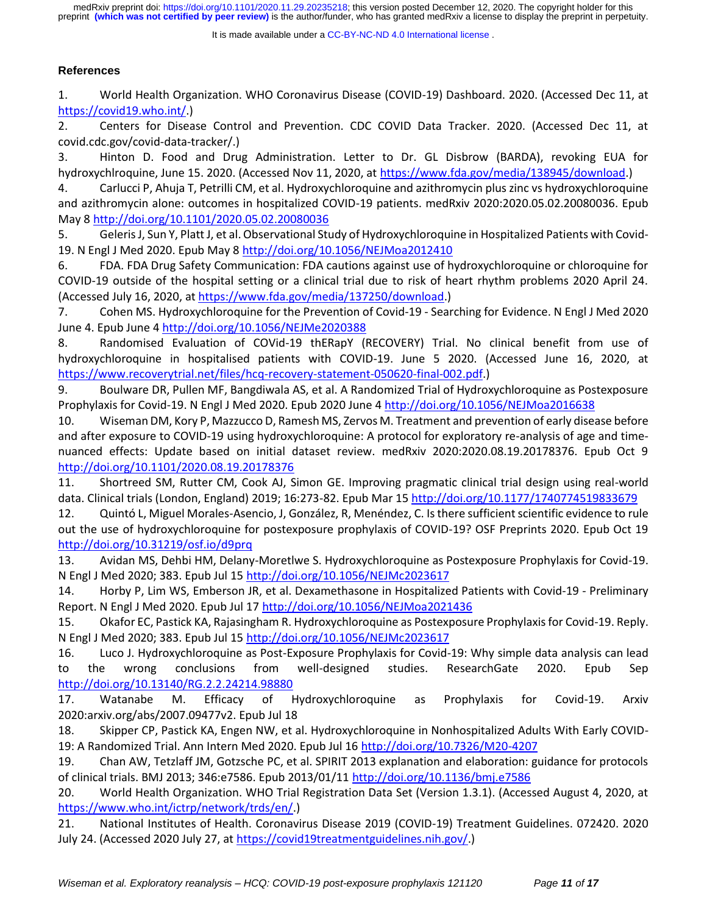## References

1. World Health Organization. WHO Coronavirus Disease (COVID-19) Dashboard. 2020. (Accessed Dec 11, at https://covid19.who.int/.)
2. Centers for Disease Control and Prevention. CDC COVID Data Tracker. 2020. (Accessed Dec 11, at covid.cdc.gov/covid-data-tracker/.)
3. Hinton D. Food and Drug Administration. Letter to Dr. GL Disbrow (BARDA), revoking EUA for hydroxychlroquine, June 15. 2020. (Accessed Nov 11, 2020, at https://www.fda.gov/media/138945/download.)
4. Carlucci P, Ahuja T, Petrilli CM, et al. Hydroxychloroquine and azithromycin plus zinc vs hydroxychloroquine and azithromycin alone: outcomes in hospitalized COVID-19 patients. medRxiv 2020:2020.05.02.20080036. Epub May 8 http://doi.org/10.1101/2020.05.02.20080036
5. Geleris J, Sun Y, Platt J, et al. Observational Study of Hydroxychloroquine in Hospitalized Patients with Covid-19. N Engl J Med 2020. Epub May 8 http://doi.org/10.1056/NEJMoa2012410
6. FDA. FDA Drug Safety Communication: FDA cautions against use of hydroxychloroquine or chloroquine for COVID-19 outside of the hospital setting or a clinical trial due to risk of heart rhythm problems 2020 April 24. (Accessed July 16, 2020, at https://www.fda.gov/media/137250/download.)
7. Cohen MS. Hydroxychloroquine for the Prevention of Covid-19 - Searching for Evidence. N Engl J Med 2020 June 4. Epub June 4 http://doi.org/10.1056/NEJMe2020388
8. Randomised Evaluation of COVid-19 thERapY (RECOVERY) Trial. No clinical benefit from use of hydroxychloroquine in hospitalised patients with COVID-19. June 5 2020. (Accessed June 16, 2020, at https://www.recoverytrial.net/files/hcq-recovery-statement-050620-final-002.pdf.)
9. Boulware DR, Pullen MF, Bangdiwala AS, et al. A Randomized Trial of Hydroxychloroquine as Postexposure Prophylaxis for Covid-19. N Engl J Med 2020. Epub 2020 June 4 http://doi.org/10.1056/NEJMoa2016638
10. Wiseman DM, Kory P, Mazzucco D, Ramesh MS, Zervos M. Treatment and prevention of early disease before and after exposure to COVID-19 using hydroxychloroquine: A protocol for exploratory re-analysis of age and time-nuanced effects: Update based on initial dataset review. medRxiv 2020:2020.08.19.20178376. Epub Oct 9 http://doi.org/10.1101/2020.08.19.20178376
11. Shortreed SM, Rutter CM, Cook AJ, Simon GE. Improving pragmatic clinical trial design using real-world data. Clinical trials (London, England) 2019; 16:273-82. Epub Mar 15 http://doi.org/10.1177/1740774519833679
12. Quintó L, Miguel Morales-Asencio, J, González, R, Menéndez, C. Is there sufficient scientific evidence to rule out the use of hydroxychloroquine for postexposure prophylaxis of COVID-19? OSF Preprints 2020. Epub Oct 19 http://doi.org/10.31219/osf.io/d9prq
13. Avidan MS, Dehbi HM, Delany-Moretlwe S. Hydroxychloroquine as Postexposure Prophylaxis for Covid-19. N Engl J Med 2020; 383. Epub Jul 15 http://doi.org/10.1056/NEJMc2023617
14. Horby P, Lim WS, Emberson JR, et al. Dexamethasone in Hospitalized Patients with Covid-19 - Preliminary Report. N Engl J Med 2020. Epub Jul 17 http://doi.org/10.1056/NEJMoa2021436
15. Okafor EC, Pastick KA, Rajasingham R. Hydroxychloroquine as Postexposure Prophylaxis for Covid-19. Reply. N Engl J Med 2020; 383. Epub Jul 15 http://doi.org/10.1056/NEJMc2023617
16. Luco J. Hydroxychloroquine as Post-Exposure Prophylaxis for Covid-19: Why simple data analysis can lead to the wrong conclusions from well-designed studies. ResearchGate 2020. Epub Sep http://doi.org/10.13140/RG.2.2.24214.98880
17. Watanabe M. Efficacy of Hydroxychloroquine as Prophylaxis for Covid-19. Arxiv 2020:arxiv.org/abs/2007.09477v2. Epub Jul 18
18. Skipper CP, Pastick KA, Engen NW, et al. Hydroxychloroquine in Nonhospitalized Adults With Early COVID-19: A Randomized Trial. Ann Intern Med 2020. Epub Jul 16 http://doi.org/10.7326/M20-4207
19. Chan AW, Tetzlaff JM, Gotzsche PC, et al. SPIRIT 2013 explanation and elaboration: guidance for protocols of clinical trials. BMJ 2013; 346:e7586. Epub 2013/01/11 http://doi.org/10.1136/bmj.e7586
20. World Health Organization. WHO Trial Registration Data Set (Version 1.3.1). (Accessed August 4, 2020, at https://www.who.int/ictrp/network/trds/en/.)
21. National Institutes of Health. Coronavirus Disease 2019 (COVID-19) Treatment Guidelines. 072420. 2020 July 24. (Accessed 2020 July 27, at https://covid19treatmentguidelines.nih.gov/.)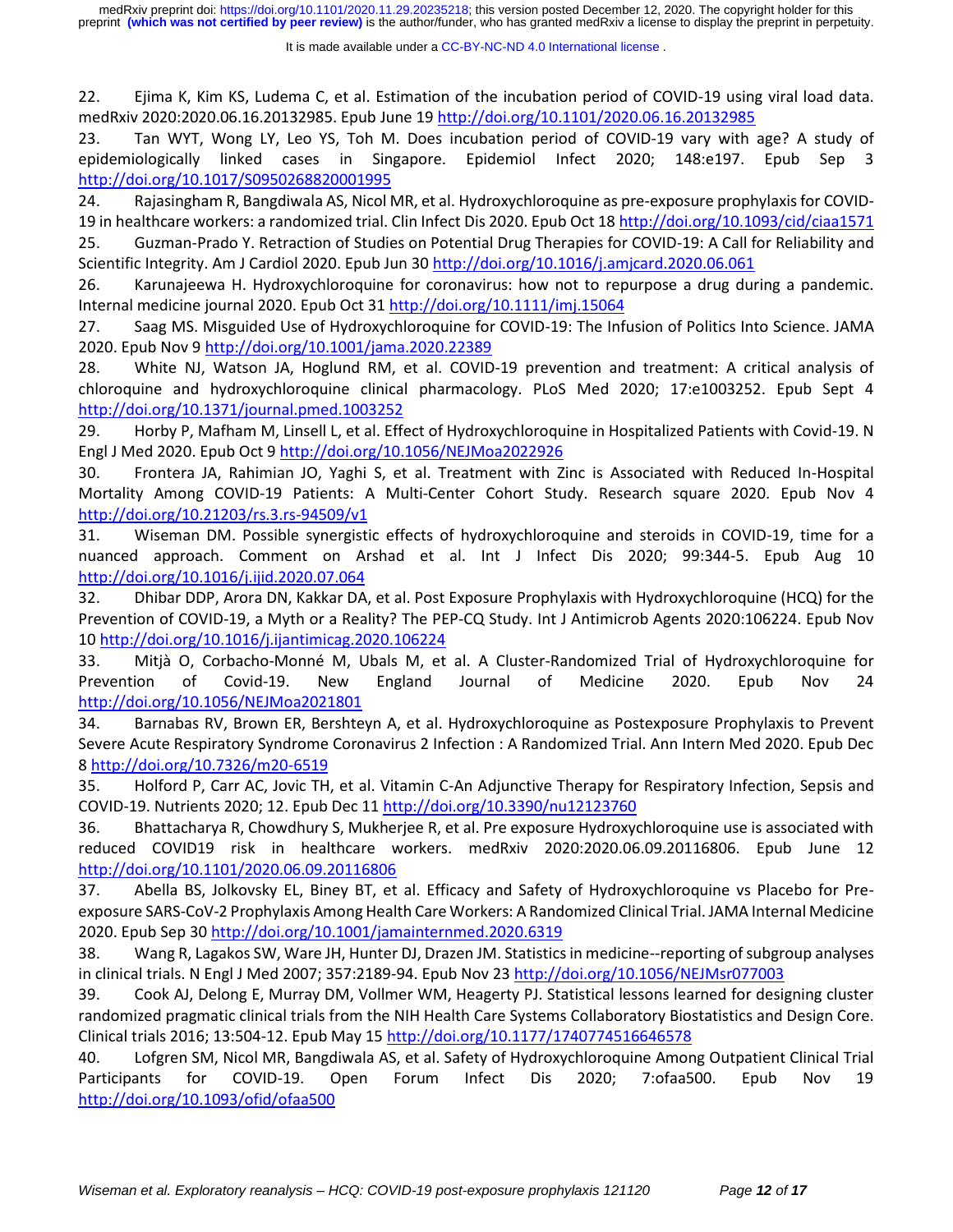22. Ejima K, Kim KS, Ludema C, et al. Estimation of the incubation period of COVID-19 using viral load data. medRxiv 2020:2020.06.16.20132985. Epub June 19 http://doi.org/10.1101/2020.06.16.20132985

23. Tan WYT, Wong LY, Leo YS, Toh M. Does incubation period of COVID-19 vary with age? A study of epidemiologically linked cases in Singapore. Epidemiol Infect 2020; 148:e197. Epub Sep 3 http://doi.org/10.1017/S0950268820001995

24. Rajasingham R, Bangdiwala AS, Nicol MR, et al. Hydroxychloroquine as pre-exposure prophylaxis for COVID-19 in healthcare workers: a randomized trial. Clin Infect Dis 2020. Epub Oct 18 http://doi.org/10.1093/cid/ciaa1571

25. Guzman-Prado Y. Retraction of Studies on Potential Drug Therapies for COVID-19: A Call for Reliability and Scientific Integrity. Am J Cardiol 2020. Epub Jun 30 http://doi.org/10.1016/j.amjcard.2020.06.061

26. Karunajeewa H. Hydroxychloroquine for coronavirus: how not to repurpose a drug during a pandemic. Internal medicine journal 2020. Epub Oct 31 http://doi.org/10.1111/imj.15064

27. Saag MS. Misguided Use of Hydroxychloroquine for COVID-19: The Infusion of Politics Into Science. JAMA 2020. Epub Nov 9 http://doi.org/10.1001/jama.2020.22389

28. White NJ, Watson JA, Hoglund RM, et al. COVID-19 prevention and treatment: A critical analysis of chloroquine and hydroxychloroquine clinical pharmacology. PLoS Med 2020; 17:e1003252. Epub Sept 4 http://doi.org/10.1371/journal.pmed.1003252

29. Horby P, Mafham M, Linsell L, et al. Effect of Hydroxychloroquine in Hospitalized Patients with Covid-19. N Engl J Med 2020. Epub Oct 9 http://doi.org/10.1056/NEJMoa2022926

30. Frontera JA, Rahimian JO, Yaghi S, et al. Treatment with Zinc is Associated with Reduced In-Hospital Mortality Among COVID-19 Patients: A Multi-Center Cohort Study. Research square 2020. Epub Nov 4 http://doi.org/10.21203/rs.3.rs-94509/v1

31. Wiseman DM. Possible synergistic effects of hydroxychloroquine and steroids in COVID-19, time for a nuanced approach. Comment on Arshad et al. Int J Infect Dis 2020; 99:344-5. Epub Aug 10 http://doi.org/10.1016/j.ijid.2020.07.064

32. Dhibar DDP, Arora DN, Kakkar DA, et al. Post Exposure Prophylaxis with Hydroxychloroquine (HCQ) for the Prevention of COVID-19, a Myth or a Reality? The PEP-CQ Study. Int J Antimicrob Agents 2020:106224. Epub Nov 10 http://doi.org/10.1016/j.ijantimicag.2020.106224

33. Mitjà O, Corbacho-Monné M, Ubals M, et al. A Cluster-Randomized Trial of Hydroxychloroquine for Prevention of Covid-19. New England Journal of Medicine 2020. Epub Nov 24 http://doi.org/10.1056/NEJMoa2021801

34. Barnabas RV, Brown ER, Bershteyn A, et al. Hydroxychloroquine as Postexposure Prophylaxis to Prevent Severe Acute Respiratory Syndrome Coronavirus 2 Infection : A Randomized Trial. Ann Intern Med 2020. Epub Dec 8 http://doi.org/10.7326/m20-6519

35. Holford P, Carr AC, Jovic TH, et al. Vitamin C-An Adjunctive Therapy for Respiratory Infection, Sepsis and COVID-19. Nutrients 2020; 12. Epub Dec 11 http://doi.org/10.3390/nu12123760

36. Bhattacharya R, Chowdhury S, Mukherjee R, et al. Pre exposure Hydroxychloroquine use is associated with reduced COVID19 risk in healthcare workers. medRxiv 2020:2020.06.09.20116806. Epub June 12 http://doi.org/10.1101/2020.06.09.20116806

37. Abella BS, Jolkovsky EL, Biney BT, et al. Efficacy and Safety of Hydroxychloroquine vs Placebo for Pre-exposure SARS-CoV-2 Prophylaxis Among Health Care Workers: A Randomized Clinical Trial. JAMA Internal Medicine 2020. Epub Sep 30 http://doi.org/10.1001/jamainternmed.2020.6319

38. Wang R, Lagakos SW, Ware JH, Hunter DJ, Drazen JM. Statistics in medicine--reporting of subgroup analyses in clinical trials. N Engl J Med 2007; 357:2189-94. Epub Nov 23 http://doi.org/10.1056/NEJMsr077003

39. Cook AJ, Delong E, Murray DM, Vollmer WM, Heagerty PJ. Statistical lessons learned for designing cluster randomized pragmatic clinical trials from the NIH Health Care Systems Collaboratory Biostatistics and Design Core. Clinical trials 2016; 13:504-12. Epub May 15 http://doi.org/10.1177/1740774516646578

40. Lofgren SM, Nicol MR, Bangdiwala AS, et al. Safety of Hydroxychloroquine Among Outpatient Clinical Trial Participants for COVID-19. Open Forum Infect Dis 2020; 7:ofaa500. Epub Nov 19 http://doi.org/10.1093/ofid/ofaa500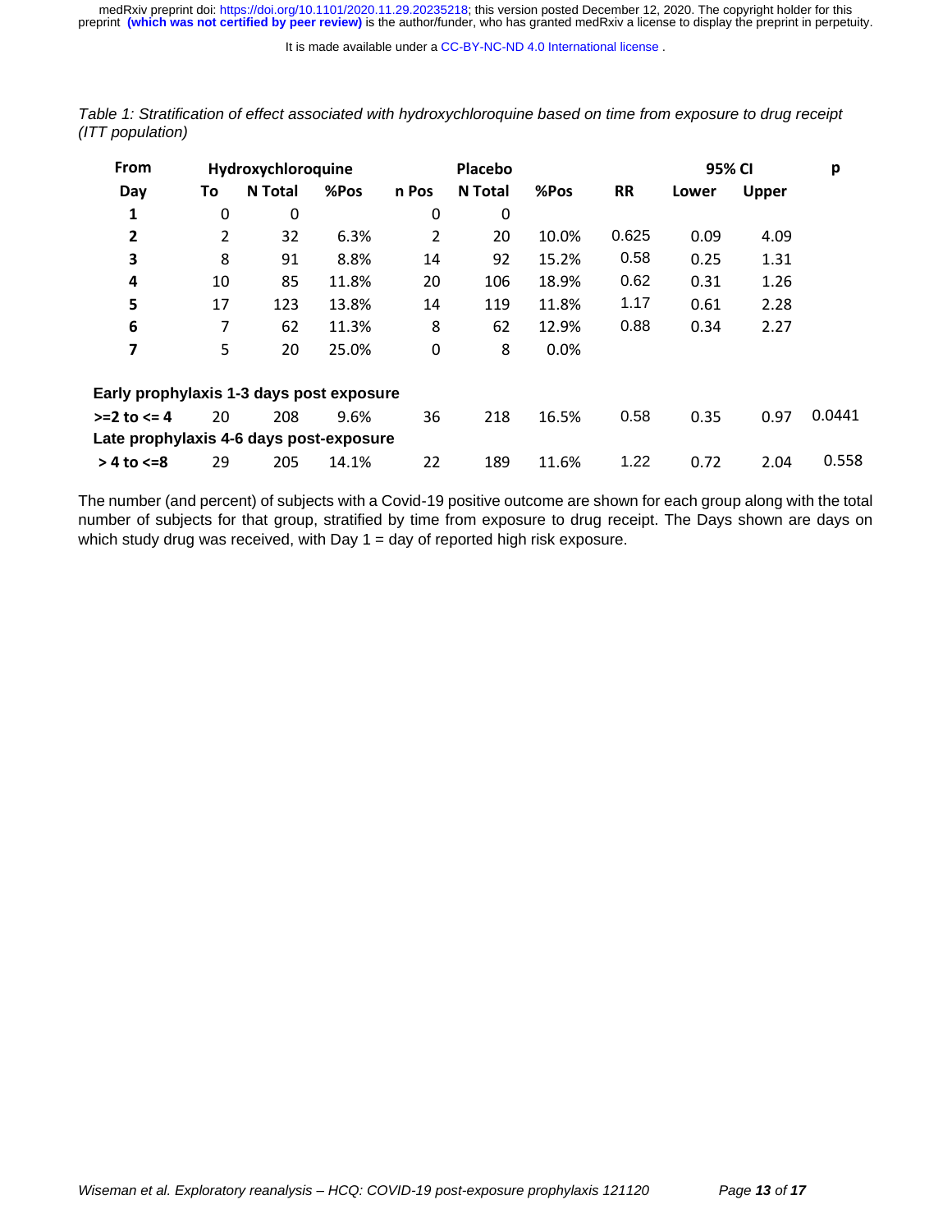*Table 1: Stratification of effect associated with hydroxychloroquine based on time from exposure to drug receipt (ITT population)*

| From | | Hydroxychloroquine | | | Placebo | | | | 95% CI | | p |
|---|---|---|---|---|---|---|---|---|---|---|---|
| Day | To | N Total | %Pos | n Pos | N Total | %Pos | RR | Lower | Upper | |
| 1 | 0 | 0 | | 0 | 0 | | | | | |
| 2 | 2 | 32 | 6.3% | 2 | 20 | 10.0% | 0.625 | 0.09 | 4.09 | |
| 3 | 8 | 91 | 8.8% | 14 | 92 | 15.2% | 0.58 | 0.25 | 1.31 | |
| 4 | 10 | 85 | 11.8% | 20 | 106 | 18.9% | 0.62 | 0.31 | 1.26 | |
| 5 | 17 | 123 | 13.8% | 14 | 119 | 11.8% | 1.17 | 0.61 | 2.28 | |
| 6 | 7 | 62 | 11.3% | 8 | 62 | 12.9% | 0.88 | 0.34 | 2.27 | |
| 7 | 5 | 20 | 25.0% | 0 | 8 | 0.0% | | | | |
| **Early prophylaxis 1-3 days post exposure** | | | | | | | | | | |
| **>=2 to <= 4** | 20 | 208 | 9.6% | 36 | 218 | 16.5% | 0.58 | 0.35 | 0.97 | 0.0441 |
| **Late prophylaxis 4-6 days post-exposure** | | | | | | | | | | |
| **> 4 to <=8** | 29 | 205 | 14.1% | 22 | 189 | 11.6% | 1.22 | 0.72 | 2.04 | 0.558 |

The number (and percent) of subjects with a Covid-19 positive outcome are shown for each group along with the total number of subjects for that group, stratified by time from exposure to drug receipt. The Days shown are days on which study drug was received, with Day 1 = day of reported high risk exposure.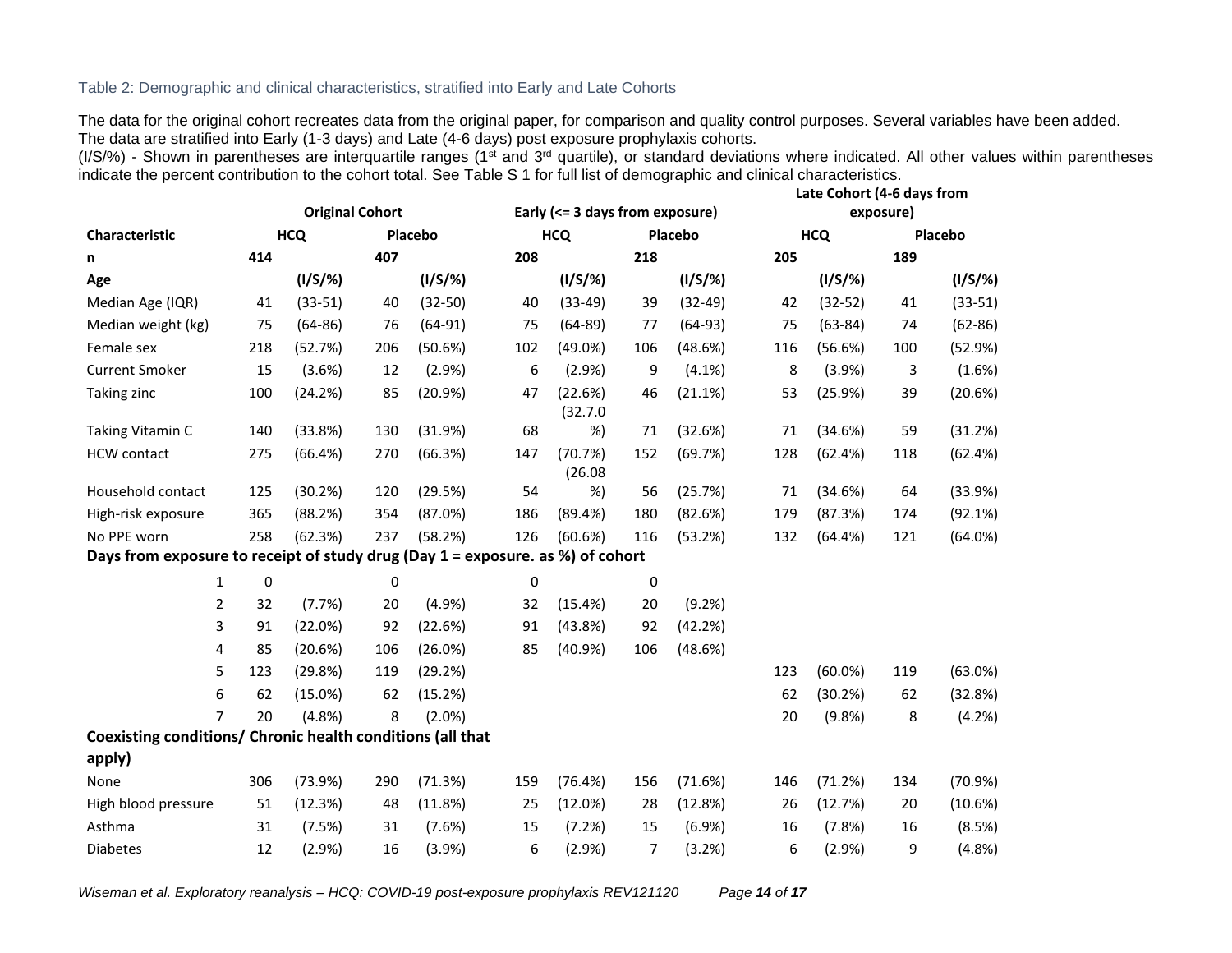Table 2: Demographic and clinical characteristics, stratified into Early and Late Cohorts

The data for the original cohort recreates data from the original paper, for comparison and quality control purposes. Several variables have been added. The data are stratified into Early (1-3 days) and Late (4-6 days) post exposure prophylaxis cohorts.

(I/S/%) - Shown in parentheses are interquartile ranges (1st and 3rd quartile), or standard deviations where indicated. All other values within parentheses indicate the percent contribution to the cohort total. See Table S 1 for full list of demographic and clinical characteristics.

| | Original Cohort | | | | Early (<= 3 days from exposure) | | | | Late Cohort (4-6 days from exposure) | | | |
|---|---|---|---|---|---|---|---|---|---|---|---|---|
| **Characteristic** | **HCQ** | | **Placebo** | | **HCQ** | | **Placebo** | | **HCQ** | | **Placebo** | |
| **n** | **414** | | **407** | | **208** | | **218** | | **205** | | **189** | |
| **Age** | | (I/S/%) | | (I/S/%) | | (I/S/%) | | (I/S/%) | | (I/S/%) | | (I/S/%) |
| Median Age (IQR) | 41 | (33-51) | 40 | (32-50) | 40 | (33-49) | 39 | (32-49) | 42 | (32-52) | 41 | (33-51) |
| Median weight (kg) | 75 | (64-86) | 76 | (64-91) | 75 | (64-89) | 77 | (64-93) | 75 | (63-84) | 74 | (62-86) |
| Female sex | 218 | (52.7%) | 206 | (50.6%) | 102 | (49.0%) | 106 | (48.6%) | 116 | (56.6%) | 100 | (52.9%) |
| Current Smoker | 15 | (3.6%) | 12 | (2.9%) | 6 | (2.9%) | 9 | (4.1%) | 8 | (3.9%) | 3 | (1.6%) |
| Taking zinc | 100 | (24.2%) | 85 | (20.9%) | 47 | (22.6%) | 46 | (21.1%) | 53 | (25.9%) | 39 | (20.6%) |
| Taking Vitamin C | 140 | (33.8%) | 130 | (31.9%) | 68 | (32.7.0%) | 71 | (32.6%) | 71 | (34.6%) | 59 | (31.2%) |
| HCW contact | 275 | (66.4%) | 270 | (66.3%) | 147 | (70.7%) | 152 | (69.7%) | 128 | (62.4%) | 118 | (62.4%) |
| Household contact | 125 | (30.2%) | 120 | (29.5%) | 54 | (26.08%) | 56 | (25.7%) | 71 | (34.6%) | 64 | (33.9%) |
| High-risk exposure | 365 | (88.2%) | 354 | (87.0%) | 186 | (89.4%) | 180 | (82.6%) | 179 | (87.3%) | 174 | (92.1%) |
| No PPE worn | 258 | (62.3%) | 237 | (58.2%) | 126 | (60.6%) | 116 | (53.2%) | 132 | (64.4%) | 121 | (64.0%) |
| **Days from exposure to receipt of study drug (Day 1 = exposure. as %) of cohort** | | | | | | | | | | | | |
| 1 | 0 | | 0 | | 0 | | 0 | | | | | |
| 2 | 32 | (7.7%) | 20 | (4.9%) | 32 | (15.4%) | 20 | (9.2%) | | | | |
| 3 | 91 | (22.0%) | 92 | (22.6%) | 91 | (43.8%) | 92 | (42.2%) | | | | |
| 4 | 85 | (20.6%) | 106 | (26.0%) | 85 | (40.9%) | 106 | (48.6%) | | | | |
| 5 | 123 | (29.8%) | 119 | (29.2%) | | | | | 123 | (60.0%) | 119 | (63.0%) |
| 6 | 62 | (15.0%) | 62 | (15.2%) | | | | | 62 | (30.2%) | 62 | (32.8%) |
| 7 | 20 | (4.8%) | 8 | (2.0%) | | | | | 20 | (9.8%) | 8 | (4.2%) |
| **Coexisting conditions/ Chronic health conditions (all that apply)** | | | | | | | | | | | | |
| None | 306 | (73.9%) | 290 | (71.3%) | 159 | (76.4%) | 156 | (71.6%) | 146 | (71.2%) | 134 | (70.9%) |
| High blood pressure | 51 | (12.3%) | 48 | (11.8%) | 25 | (12.0%) | 28 | (12.8%) | 26 | (12.7%) | 20 | (10.6%) |
| Asthma | 31 | (7.5%) | 31 | (7.6%) | 15 | (7.2%) | 15 | (6.9%) | 16 | (7.8%) | 16 | (8.5%) |
| Diabetes | 12 | (2.9%) | 16 | (3.9%) | 6 | (2.9%) | 7 | (3.2%) | 6 | (2.9%) | 9 | (4.8%) |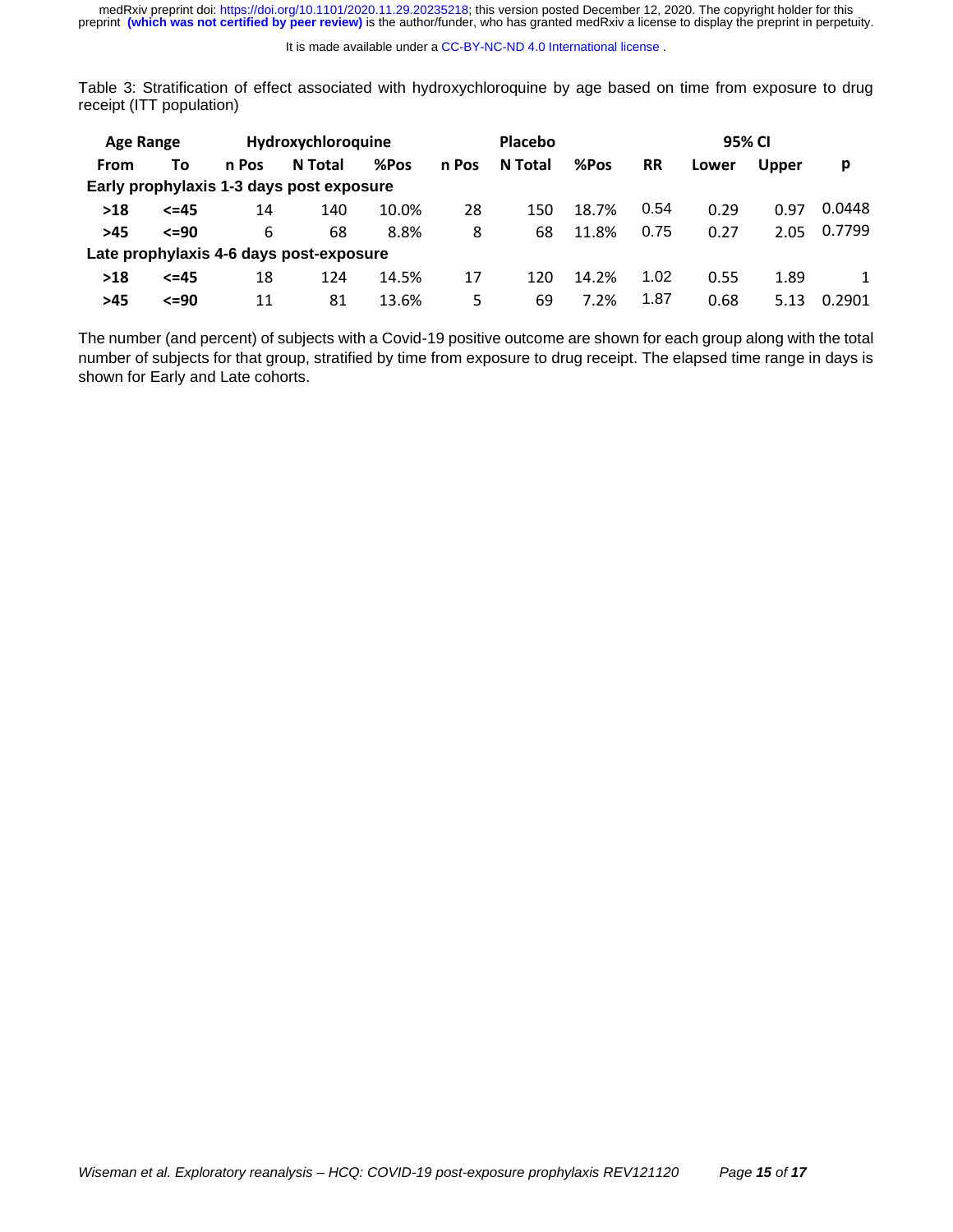Table 3: Stratification of effect associated with hydroxychloroquine by age based on time from exposure to drug receipt (ITT population)

| Age Range | | Hydroxychloroquine | | | Placebo | | | | 95% CI | | |
|---|---|---|---|---|---|---|---|---|---|---|---|
| From | To | n Pos | N Total | %Pos | n Pos | N Total | %Pos | RR | Lower | Upper | p |
| **Early prophylaxis 1-3 days post exposure** | | | | | | | | | | | |
| >18 | <=45 | 14 | 140 | 10.0% | 28 | 150 | 18.7% | 0.54 | 0.29 | 0.97 | 0.0448 |
| >45 | <=90 | 6 | 68 | 8.8% | 8 | 68 | 11.8% | 0.75 | 0.27 | 2.05 | 0.7799 |
| **Late prophylaxis 4-6 days post-exposure** | | | | | | | | | | | |
| >18 | <=45 | 18 | 124 | 14.5% | 17 | 120 | 14.2% | 1.02 | 0.55 | 1.89 | 1 |
| >45 | <=90 | 11 | 81 | 13.6% | 5 | 69 | 7.2% | 1.87 | 0.68 | 5.13 | 0.2901 |

The number (and percent) of subjects with a Covid-19 positive outcome are shown for each group along with the total number of subjects for that group, stratified by time from exposure to drug receipt. The elapsed time range in days is shown for Early and Late cohorts.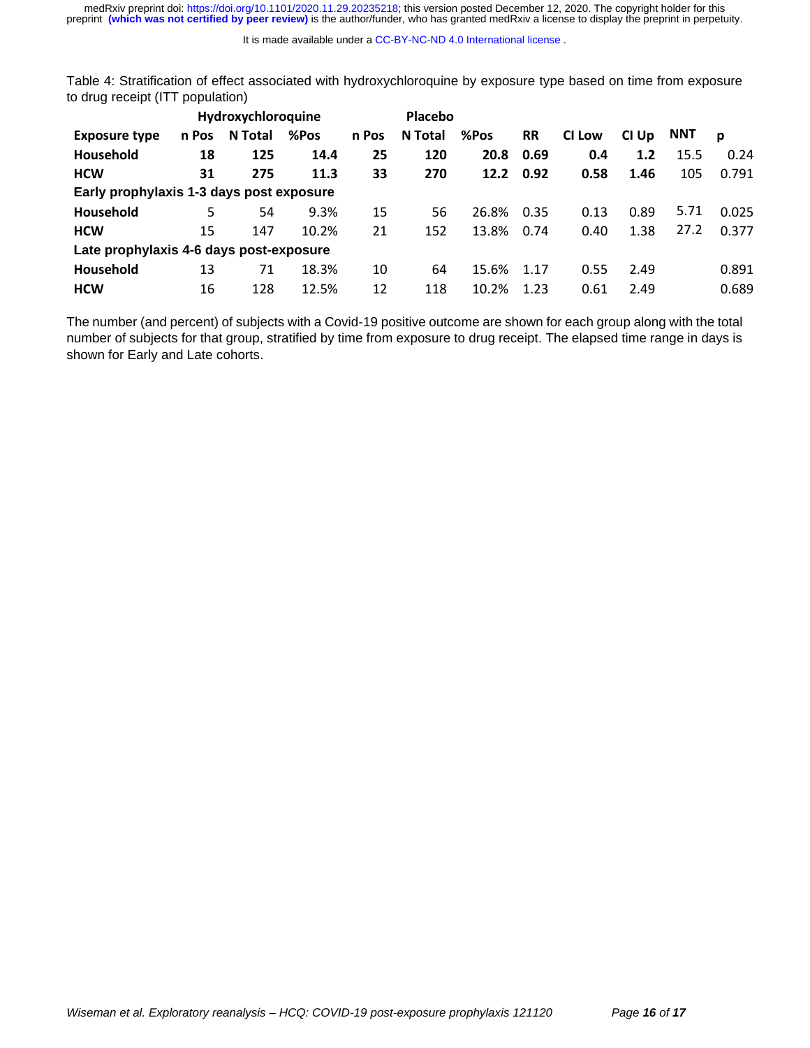Table 4: Stratification of effect associated with hydroxychloroquine by exposure type based on time from exposure to drug receipt (ITT population)

| | Hydroxychloroquine | | | Placebo | | | | | | | |
|---|---|---|---|---|---|---|---|---|---|---|---|
| **Exposure type** | **n Pos** | **N Total** | **%Pos** | **n Pos** | **N Total** | **%Pos** | **RR** | **CI Low** | **CI Up** | **NNT** | **p** |
| **Household** | **18** | **125** | **14.4** | **25** | **120** | **20.8** | **0.69** | **0.4** | **1.2** | 15.5 | 0.24 |
| **HCW** | **31** | **275** | **11.3** | **33** | **270** | **12.2** | **0.92** | **0.58** | **1.46** | 105 | 0.791 |
| **Early prophylaxis 1-3 days post exposure** | | | | | | | | | | | |
| **Household** | 5 | 54 | 9.3% | 15 | 56 | 26.8% | 0.35 | 0.13 | 0.89 | 5.71 | 0.025 |
| **HCW** | 15 | 147 | 10.2% | 21 | 152 | 13.8% | 0.74 | 0.40 | 1.38 | 27.2 | 0.377 |
| **Late prophylaxis 4-6 days post-exposure** | | | | | | | | | | | |
| **Household** | 13 | 71 | 18.3% | 10 | 64 | 15.6% | 1.17 | 0.55 | 2.49 | | 0.891 |
| **HCW** | 16 | 128 | 12.5% | 12 | 118 | 10.2% | 1.23 | 0.61 | 2.49 | | 0.689 |

The number (and percent) of subjects with a Covid-19 positive outcome are shown for each group along with the total number of subjects for that group, stratified by time from exposure to drug receipt. The elapsed time range in days is shown for Early and Late cohorts.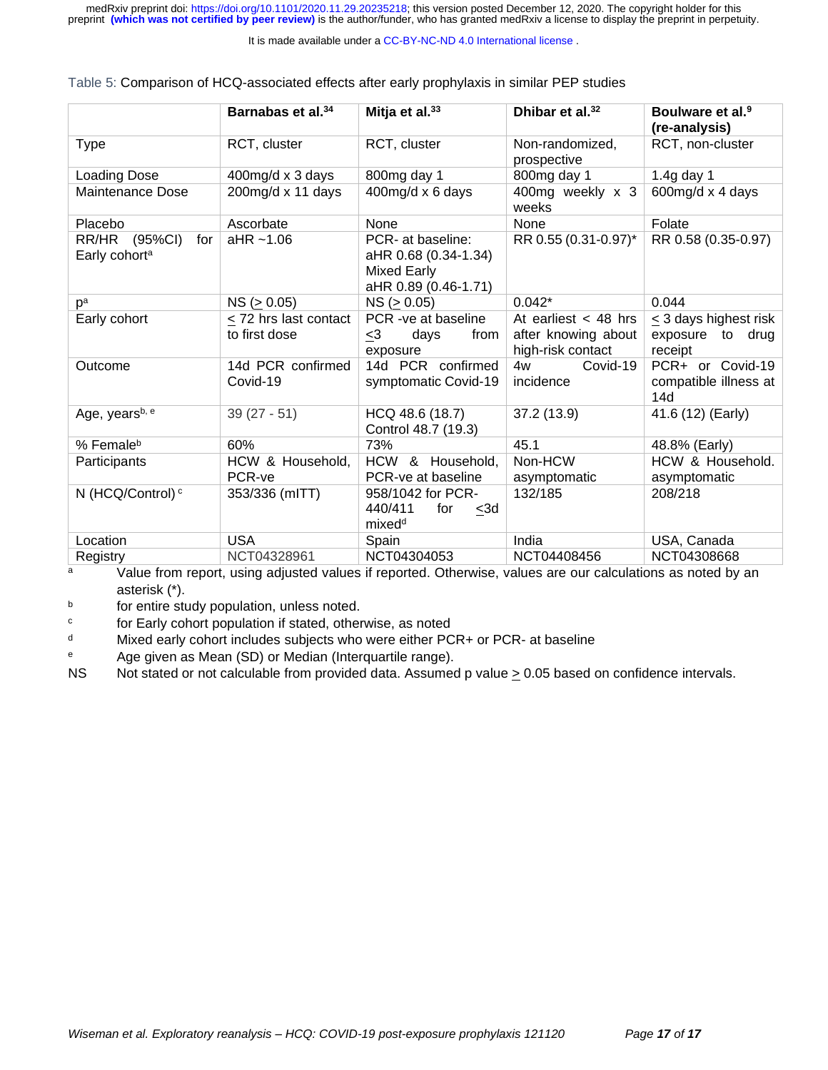Table 5: Comparison of HCQ-associated effects after early prophylaxis in similar PEP studies

| | **Barnabas et al.**[34] | **Mitja et al.**[33] | **Dhibar et al.**[32] | **Boulware et al.**[9] **(re-analysis)** |
|---|---|---|---|---|
| Type | RCT, cluster | RCT, cluster | Non-randomized, prospective | RCT, non-cluster |
| Loading Dose | 400mg/d x 3 days | 800mg day 1 | 800mg day 1 | 1.4g day 1 |
| Maintenance Dose | 200mg/d x 11 days | 400mg/d x 6 days | 400mg weekly x 3 weeks | 600mg/d x 4 days |
| Placebo | Ascorbate | None | None | Folate |
| RR/HR (95%CI) for Early cohort[a] | aHR ~1.06 | PCR- at baseline: aHR 0.68 (0.34-1.34) Mixed Early aHR 0.89 (0.46-1.71) | RR 0.55 (0.31-0.97)* | RR 0.58 (0.35-0.97) |
| p[a] | NS (≥ 0.05) | NS (≥ 0.05) | 0.042* | 0.044 |
| Early cohort | ≤ 72 hrs last contact to first dose | PCR -ve at baseline ≤3 days from exposure | At earliest < 48 hrs after knowing about high-risk contact | ≤ 3 days highest risk exposure to drug receipt |
| Outcome | 14d PCR confirmed Covid-19 | 14d PCR confirmed symptomatic Covid-19 | 4w Covid-19 incidence | PCR+ or Covid-19 compatible illness at 14d |
| Age, years[b, e] | 39 (27 - 51) | HCQ 48.6 (18.7) Control 48.7 (19.3) | 37.2 (13.9) | 41.6 (12) (Early) |
| % Female[b] | 60% | 73% | 45.1 | 48.8% (Early) |
| Participants | HCW & Household, PCR-ve | HCW & Household, PCR-ve at baseline | Non-HCW asymptomatic | HCW & Household. asymptomatic |
| N (HCQ/Control) [c] | 353/336 (mITT) | 958/1042 for PCR- 440/411 for ≤3d mixed[d] | 132/185 | 208/218 |
| Location | USA | Spain | India | USA, Canada |
| Registry | NCT04328961 | NCT04304053 | NCT04408456 | NCT04308668 |

[a] Value from report, using adjusted values if reported. Otherwise, values are our calculations as noted by an asterisk (*).

[b] for entire study population, unless noted.

[c] for Early cohort population if stated, otherwise, as noted

[d] Mixed early cohort includes subjects who were either PCR+ or PCR- at baseline

[e] Age given as Mean (SD) or Median (Interquartile range).

NS Not stated or not calculable from provided data. Assumed p value ≥ 0.05 based on confidence intervals.